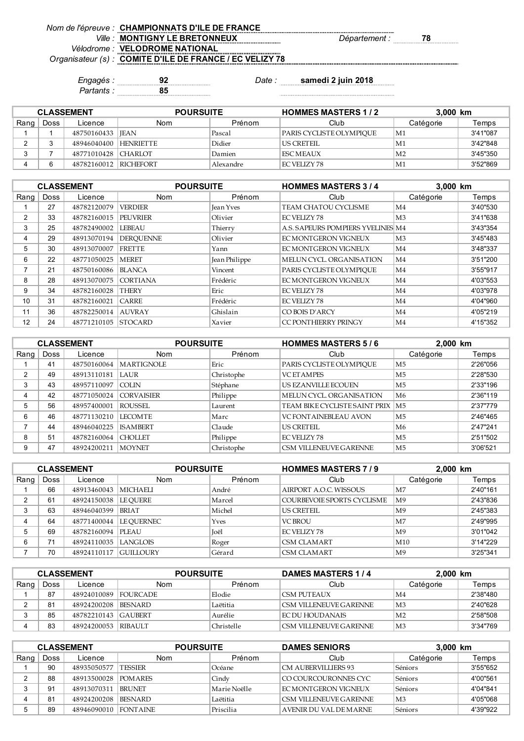Nom de l'épreuve : **CHAMPIONNATS D'ILE DE FRANCE**
Ville : **MONTIGNY LE BRETONNEUX** Département : **78**
Vélodrome : **VELODROME NATIONAL**
Organisateur (s) : **COMITE D'ILE DE FRANCE / EC VELIZY 78**

Engagés : **92** Date : **samedi 2 juin 2018**
Partants : **85**

| CLASSEMENT | | | POURSUITE | | HOMMES MASTERS 1 / 2 | 3,000 km | |
|---|---|---|---|---|---|---|---|
| Rang | Doss | Licence | Nom | Prénom | Club | Catégorie | Temps |
| 1 | 1 | 48750160433 | JEAN | Pascal | PARIS CYCLISTE OLYMPIQUE | M1 | 3'41"087 |
| 2 | 3 | 48946040400 | HENRIETTE | Didier | US CRETEIL | M1 | 3'42"848 |
| 3 | 7 | 48771010428 | CHARLOT | Damien | ESC MEAUX | M2 | 3'45"350 |
| 4 | 6 | 48782160012 | RICHEFORT | Alexandre | EC VELIZY 78 | M1 | 3'52"869 |

| CLASSEMENT | | | POURSUITE | | HOMMES MASTERS 3 / 4 | 3,000 km | |
|---|---|---|---|---|---|---|---|
| Rang | Doss | Licence | Nom | Prénom | Club | Catégorie | Temps |
| 1 | 27 | 48782120079 | VERDIER | Jean Yves | TEAM CHATOU CYCLISME | M4 | 3'40"530 |
| 2 | 33 | 48782160015 | PEUVRIER | Olivier | EC VELIZY 78 | M3 | 3'41"638 |
| 3 | 25 | 48782490002 | LEBEAU | Thierry | A.S. SAPEURS POMPIERS YVELINES | M4 | 3'43"354 |
| 4 | 29 | 48913070194 | DERQUENNE | Olivier | EC MONTGERON VIGNEUX | M3 | 3'45"483 |
| 5 | 30 | 48913070007 | FRETTE | Yann | EC MONTGERON VIGNEUX | M4 | 3'48"337 |
| 6 | 22 | 48771050025 | MERET | Jean Philippe | MELUN CYCL. ORGANISATION | M4 | 3'51"200 |
| 7 | 21 | 48750160086 | BLANCA | Vincent | PARIS CYCLISTE OLYMPIQUE | M4 | 3'55"917 |
| 8 | 28 | 48913070075 | CORTIANA | Frédéric | EC MONTGERON VIGNEUX | M4 | 4'03"553 |
| 9 | 34 | 48782160028 | THERY | Eric | EC VELIZY 78 | M4 | 4'03"978 |
| 10 | 31 | 48782160021 | CARRE | Frédéric | EC VELIZY 78 | M4 | 4'04"960 |
| 11 | 36 | 48782250014 | AUVRAY | Ghislain | CO BOIS D'ARCY | M4 | 4'05"219 |
| 12 | 24 | 48771210105 | STOCARD | Xavier | CC PONTHIERRY PRINGY | M4 | 4'15"352 |

| CLASSEMENT | | | POURSUITE | | HOMMES MASTERS 5 / 6 | 2,000 km | |
|---|---|---|---|---|---|---|---|
| Rang | Doss | Licence | Nom | Prénom | Club | Catégorie | Temps |
| 1 | 41 | 48750160064 | MARTIGNOLE | Eric | PARIS CYCLISTE OLYMPIQUE | M5 | 2'26"056 |
| 2 | 49 | 48913110181 | LAUR | Christophe | VC ETAMPES | M5 | 2'28"530 |
| 3 | 43 | 48957110097 | COLIN | Stéphane | US EZANVILLE ECOUEN | M5 | 2'33"196 |
| 4 | 42 | 48771050024 | CORVAISIER | Philippe | MELUN CYCL. ORGANISATION | M6 | 2'36"119 |
| 5 | 56 | 48957400001 | ROUSSEL | Laurent | TEAM BIKE CYCLISTE SAINT PRIX | M5 | 2'37"779 |
| 6 | 46 | 48771130210 | LECOMTE | Marc | VC FONTAINEBLEAU AVON | M5 | 2'46"465 |
| 7 | 44 | 48946040225 | ISAMBERT | Claude | US CRETEIL | M6 | 2'47"241 |
| 8 | 51 | 48782160064 | CHOLLET | Philippe | EC VELIZY 78 | M5 | 2'51"502 |
| 9 | 47 | 48924200211 | MOYNET | Christophe | CSM VILLENEUVE GARENNE | M5 | 3'06'521 |

| CLASSEMENT | | | POURSUITE | | HOMMES MASTERS 7 / 9 | 2,000 km | |
|---|---|---|---|---|---|---|---|
| Rang | Doss | Licence | Nom | Prénom | Club | Catégorie | Temps |
| 1 | 66 | 48913460043 | MICHAELI | André | AIRPORT A.O.C. WISSOUS | M7 | 2'40"161 |
| 2 | 61 | 48924150038 | LE QUERE | Marcel | COURBEVOIE SPORTS CYCLISME | M9 | 2'43"836 |
| 3 | 63 | 48946040399 | BRIAT | Michel | US CRETEIL | M9 | 2'45"383 |
| 4 | 64 | 48771400044 | LE QUERNEC | Yves | VC BROU | M7 | 2'49"995 |
| 5 | 69 | 48782160094 | PLEAU | Joël | EC VELIZY 78 | M9 | 3'01"042 |
| 6 | 71 | 48924110035 | LANGLOIS | Roger | CSM CLAMART | M10 | 3'14"229 |
| 7 | 70 | 48924110117 | GUILLOURY | Gérard | CSM CLAMART | M9 | 3'25"341 |

| CLASSEMENT | | | POURSUITE | | DAMES MASTERS 1 / 4 | 2,000 km | |
|---|---|---|---|---|---|---|---|
| Rang | Doss | Licence | Nom | Prénom | Club | Catégorie | Temps |
| 1 | 87 | 48924010089 | FOURCADE | Elodie | CSM PUTEAUX | M4 | 2'38"480 |
| 2 | 81 | 48924200208 | BESNARD | Laëtitia | CSM VILLENEUVE GARENNE | M3 | 2'40"628 |
| 3 | 85 | 48782210143 | GAUBERT | Aurélie | EC DU HOUDANAIS | M2 | 2'58"508 |
| 4 | 83 | 48924200053 | RIBAULT | Christelle | CSM VILLENEUVE GARENNE | M3 | 3'34"769 |

| CLASSEMENT | | | POURSUITE | | DAMES SENIORS | 3,000 km | |
|---|---|---|---|---|---|---|---|
| Rang | Doss | Licence | Nom | Prénom | Club | Catégorie | Temps |
| 1 | 90 | 48935050577 | TESSIER | Océane | CM AUBERVILLIERS 93 | Séniors | 3'55"652 |
| 2 | 88 | 48913500028 | POMARES | Cindy | CO COURCOURONNES CYC | Séniors | 4'00"561 |
| 3 | 91 | 48913070311 | BRUNET | Marie Noëlle | EC MONTGERON VIGNEUX | Séniors | 4'04"841 |
| 4 | 81 | 48924200208 | BESNARD | Laëtitia | CSM VILLENEUVE GARENNE | M3 | 4'05"068 |
| 5 | 89 | 48946090010 | FONTAINE | Priscilia | AVENIR DU VAL DE MARNE | Séniors | 4'39"922 |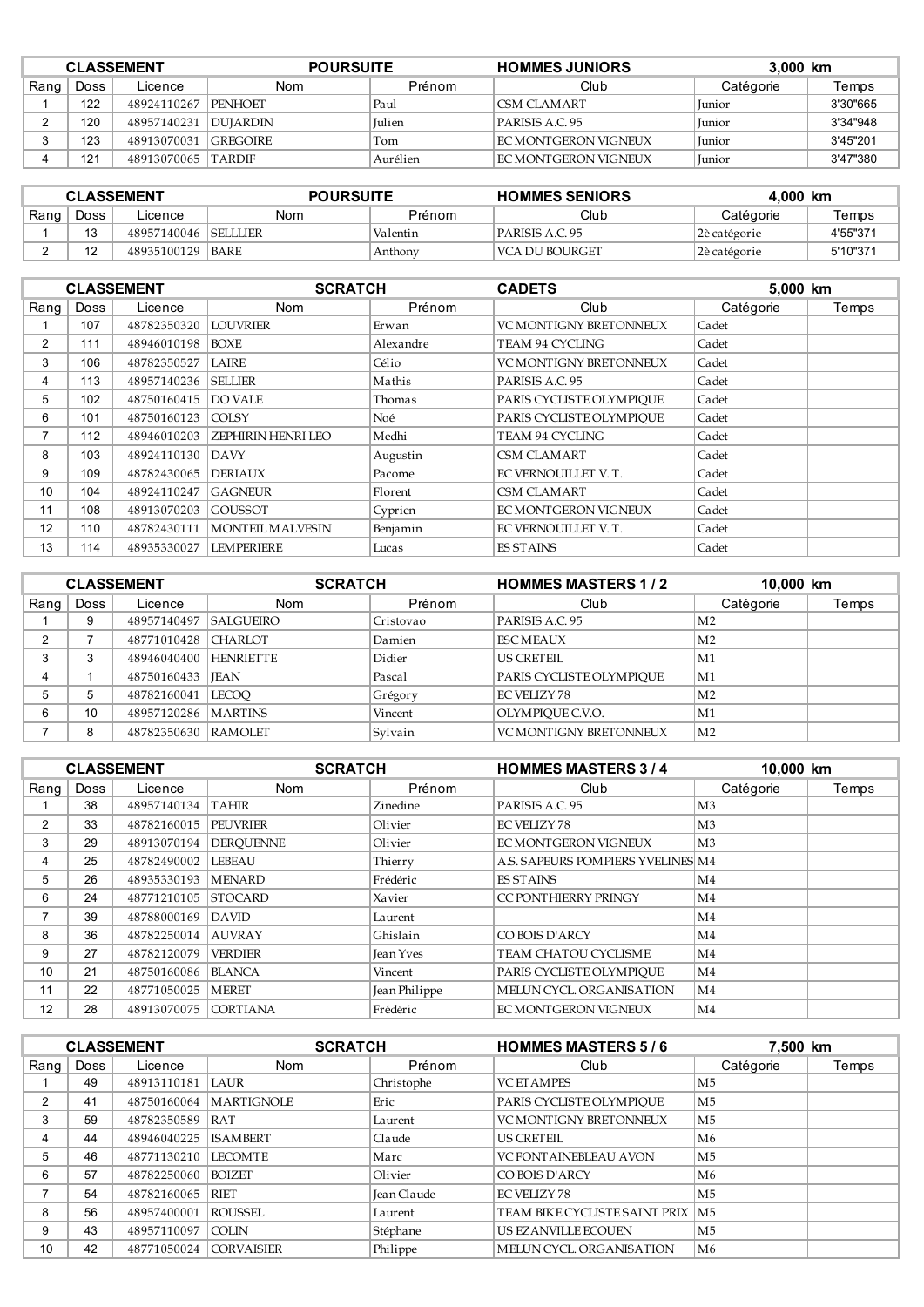| CLASSEMENT | | | POURSUITE | | HOMMES JUNIORS | 3,000 km | |
|---|---|---|---|---|---|---|---|
| Rang | Doss | Licence | Nom | Prénom | Club | Catégorie | Temps |
| 1 | 122 | 48924110267 | PENHOET | Paul | CSM CLAMART | Junior | 3'30"665 |
| 2 | 120 | 48957140231 | DUJARDIN | Julien | PARISIS A.C. 95 | Junior | 3'34"948 |
| 3 | 123 | 48913070031 | GREGOIRE | Tom | EC MONTGERON VIGNEUX | Junior | 3'45"201 |
| 4 | 121 | 48913070065 | TARDIF | Aurélien | EC MONTGERON VIGNEUX | Junior | 3'47"380 |

| CLASSEMENT | | | POURSUITE | | HOMMES SENIORS | 4,000 km | |
|---|---|---|---|---|---|---|---|
| Rang | Doss | Licence | Nom | Prénom | Club | Catégorie | Temps |
| 1 | 13 | 48957140046 | SELLLIER | Valentin | PARISIS A.C. 95 | 2è catégorie | 4'55"371 |
| 2 | 12 | 48935100129 | BARE | Anthony | VCA DU BOURGET | 2è catégorie | 5'10"371 |

| CLASSEMENT | | | SCRATCH | | CADETS | 5,000 km | |
|---|---|---|---|---|---|---|---|
| Rang | Doss | Licence | Nom | Prénom | Club | Catégorie | Temps |
| 1 | 107 | 48782350320 | LOUVRIER | Erwan | VC MONTIGNY BRETONNEUX | Cadet | |
| 2 | 111 | 48946010198 | BOXE | Alexandre | TEAM 94 CYCLING | Cadet | |
| 3 | 106 | 48782350527 | LAIRE | Célio | VC MONTIGNY BRETONNEUX | Cadet | |
| 4 | 113 | 48957140236 | SELLIER | Mathis | PARISIS A.C. 95 | Cadet | |
| 5 | 102 | 48750160415 | DO VALE | Thomas | PARIS CYCLISTE OLYMPIQUE | Cadet | |
| 6 | 101 | 48750160123 | COLSY | Noé | PARIS CYCLISTE OLYMPIQUE | Cadet | |
| 7 | 112 | 48946010203 | ZEPHIRIN HENRI LEO | Medhi | TEAM 94 CYCLING | Cadet | |
| 8 | 103 | 48924110130 | DAVY | Augustin | CSM CLAMART | Cadet | |
| 9 | 109 | 48782430065 | DERIAUX | Pacome | EC VERNOUILLET V. T. | Cadet | |
| 10 | 104 | 48924110247 | GAGNEUR | Florent | CSM CLAMART | Cadet | |
| 11 | 108 | 48913070203 | GOUSSOT | Cyprien | EC MONTGERON VIGNEUX | Cadet | |
| 12 | 110 | 48782430111 | MONTEIL MALVESIN | Benjamin | EC VERNOUILLET V. T. | Cadet | |
| 13 | 114 | 48935330027 | LEMPERIERE | Lucas | ES STAINS | Cadet | |

| CLASSEMENT | | | SCRATCH | | HOMMES MASTERS 1 / 2 | 10,000 km | |
|---|---|---|---|---|---|---|---|
| Rang | Doss | Licence | Nom | Prénom | Club | Catégorie | Temps |
| 1 | 9 | 48957140497 | SALGUEIRO | Cristovao | PARISIS A.C. 95 | M2 | |
| 2 | 7 | 48771010428 | CHARLOT | Damien | ESC MEAUX | M2 | |
| 3 | 3 | 48946040400 | HENRIETTE | Didier | US CRETEIL | M1 | |
| 4 | 1 | 48750160433 | JEAN | Pascal | PARIS CYCLISTE OLYMPIQUE | M1 | |
| 5 | 5 | 48782160041 | LECOQ | Grégory | EC VELIZY 78 | M2 | |
| 6 | 10 | 48957120286 | MARTINS | Vincent | OLYMPIQUE C.V.O. | M1 | |
| 7 | 8 | 48782350630 | RAMOLET | Sylvain | VC MONTIGNY BRETONNEUX | M2 | |

| CLASSEMENT | | | SCRATCH | | HOMMES MASTERS 3 / 4 | 10,000 km | |
|---|---|---|---|---|---|---|---|
| Rang | Doss | Licence | Nom | Prénom | Club | Catégorie | Temps |
| 1 | 38 | 48957140134 | TAHIR | Zinedine | PARISIS A.C. 95 | M3 | |
| 2 | 33 | 48782160015 | PEUVRIER | Olivier | EC VELIZY 78 | M3 | |
| 3 | 29 | 48913070194 | DERQUENNE | Olivier | EC MONTGERON VIGNEUX | M3 | |
| 4 | 25 | 48782490002 | LEBEAU | Thierry | A.S. SAPEURS POMPIERS YVELINES | M4 | |
| 5 | 26 | 48935330193 | MENARD | Frédéric | ES STAINS | M4 | |
| 6 | 24 | 48771210105 | STOCARD | Xavier | CC PONTHIERRY PRINGY | M4 | |
| 7 | 39 | 48788000169 | DAVID | Laurent | | M4 | |
| 8 | 36 | 48782250014 | AUVRAY | Ghislain | CO BOIS D'ARCY | M4 | |
| 9 | 27 | 48782120079 | VERDIER | Jean Yves | TEAM CHATOU CYCLISME | M4 | |
| 10 | 21 | 48750160086 | BLANCA | Vincent | PARIS CYCLISTE OLYMPIQUE | M4 | |
| 11 | 22 | 48771050025 | MERET | Jean Philippe | MELUN CYCL. ORGANISATION | M4 | |
| 12 | 28 | 48913070075 | CORTIANA | Frédéric | EC MONTGERON VIGNEUX | M4 | |

| CLASSEMENT | | | SCRATCH | | HOMMES MASTERS 5 / 6 | 7,500 km | |
|---|---|---|---|---|---|---|---|
| Rang | Doss | Licence | Nom | Prénom | Club | Catégorie | Temps |
| 1 | 49 | 48913110181 | LAUR | Christophe | VC ETAMPES | M5 | |
| 2 | 41 | 48750160064 | MARTIGNOLE | Eric | PARIS CYCLISTE OLYMPIQUE | M5 | |
| 3 | 59 | 48782350589 | RAT | Laurent | VC MONTIGNY BRETONNEUX | M5 | |
| 4 | 44 | 48946040225 | ISAMBERT | Claude | US CRETEIL | M6 | |
| 5 | 46 | 48771130210 | LECOMTE | Marc | VC FONTAINEBLEAU AVON | M5 | |
| 6 | 57 | 48782250060 | BOIZET | Olivier | CO BOIS D'ARCY | M6 | |
| 7 | 54 | 48782160065 | RIET | Jean Claude | EC VELIZY 78 | M5 | |
| 8 | 56 | 48957400001 | ROUSSEL | Laurent | TEAM BIKE CYCLISTE SAINT PRIX | M5 | |
| 9 | 43 | 48957110097 | COLIN | Stéphane | US EZANVILLE ECOUEN | M5 | |
| 10 | 42 | 48771050024 | CORVAISIER | Philippe | MELUN CYCL. ORGANISATION | M6 | |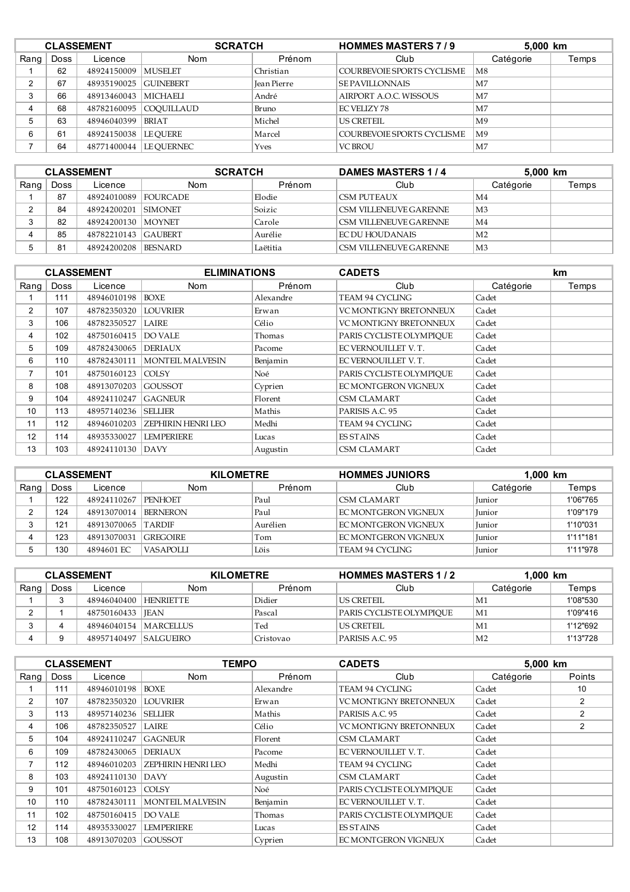| CLASSEMENT | | | SCRATCH | | HOMMES MASTERS 7 / 9 | 5,000 km | |
|---|---|---|---|---|---|---|---|
| Rang | Doss | Licence | Nom | Prénom | Club | Catégorie | Temps |
| 1 | 62 | 48924150009 | MUSELET | Christian | COURBEVOIE SPORTS CYCLISME | M8 | |
| 2 | 67 | 48935190025 | GUINEBERT | Jean Pierre | SE PAVILLONNAIS | M7 | |
| 3 | 66 | 48913460043 | MICHAELI | André | AIRPORT A.O.C. WISSOUS | M7 | |
| 4 | 68 | 47782160095 | COQUILLAUD | Bruno | EC VELIZY 78 | M7 | |
| 5 | 63 | 48946040399 | BRIAT | Michel | US CRETEIL | M9 | |
| 6 | 61 | 48924150038 | LE QUERE | Marcel | COURBEVOIE SPORTS CYCLISME | M9 | |
| 7 | 64 | 48771400044 | LE QUERNEC | Yves | VC BROU | M7 | |

| CLASSEMENT | | | SCRATCH | | DAMES MASTERS 1 / 4 | 5,000 km | |
|---|---|---|---|---|---|---|---|
| Rang | Doss | Licence | Nom | Prénom | Club | Catégorie | Temps |
| 1 | 87 | 48924010089 | FOURCADE | Elodie | CSM PUTEAUX | M4 | |
| 2 | 84 | 48924200201 | SIMONET | Soizic | CSM VILLENEUVE GARENNE | M3 | |
| 3 | 82 | 48924200130 | MOYNET | Carole | CSM VILLENEUVE GARENNE | M4 | |
| 4 | 85 | 48782210143 | GAUBERT | Aurélie | EC DU HOUDANAIS | M2 | |
| 5 | 81 | 48924200208 | BESNARD | Laëtitia | CSM VILLENEUVE GARENNE | M3 | |

| CLASSEMENT | | | ELIMINATIONS | | CADETS | km | |
|---|---|---|---|---|---|---|---|
| Rang | Doss | Licence | Nom | Prénom | Club | Catégorie | Temps |
| 1 | 111 | 48946010198 | BOXE | Alexandre | TEAM 94 CYCLING | Cadet | |
| 2 | 107 | 48782350320 | LOUVRIER | Erwan | VC MONTIGNY BRETONNEUX | Cadet | |
| 3 | 106 | 48782350527 | LAIRE | Célio | VC MONTIGNY BRETONNEUX | Cadet | |
| 4 | 102 | 48750160415 | DO VALE | Thomas | PARIS CYCLISTE OLYMPIQUE | Cadet | |
| 5 | 109 | 48782430065 | DERIAUX | Pacome | EC VERNOUILLET V. T. | Cadet | |
| 6 | 110 | 48782430111 | MONTEIL MALVESIN | Benjamin | EC VERNOUILLET V. T. | Cadet | |
| 7 | 101 | 48750160123 | COLSY | Noé | PARIS CYCLISTE OLYMPIQUE | Cadet | |
| 8 | 108 | 48913070203 | GOUSSOT | Cyprien | EC MONTGERON VIGNEUX | Cadet | |
| 9 | 104 | 48924110247 | GAGNEUR | Florent | CSM CLAMART | Cadet | |
| 10 | 113 | 48957140236 | SELLIER | Mathis | PARISIS A.C. 95 | Cadet | |
| 11 | 112 | 48946010203 | ZEPHIRIN HENRI LEO | Medhi | TEAM 94 CYCLING | Cadet | |
| 12 | 114 | 48935330027 | LEMPERIERE | Lucas | ES STAINS | Cadet | |
| 13 | 103 | 48924110130 | DAVY | Augustin | CSM CLAMART | Cadet | |

| CLASSEMENT | | | KILOMETRE | | HOMMES JUNIORS | 1,000 km | |
|---|---|---|---|---|---|---|---|
| Rang | Doss | Licence | Nom | Prénom | Club | Catégorie | Temps |
| 1 | 122 | 48924110267 | PENHOET | Paul | CSM CLAMART | Junior | 1'06"765 |
| 2 | 124 | 48913070014 | BERNERON | Paul | EC MONTGERON VIGNEUX | Junior | 1'09"179 |
| 3 | 121 | 48913070065 | TARDIF | Aurélien | EC MONTGERON VIGNEUX | Junior | 1'10"031 |
| 4 | 123 | 48913070031 | GREGOIRE | Tom | EC MONTGERON VIGNEUX | Junior | 1'11"181 |
| 5 | 130 | 4894601 EC | VASAPOLLI | Löis | TEAM 94 CYCLING | Junior | 1'11"978 |

| CLASSEMENT | | | KILOMETRE | | HOMMES MASTERS 1 / 2 | 1,000 km | |
|---|---|---|---|---|---|---|---|
| Rang | Doss | Licence | Nom | Prénom | Club | Catégorie | Temps |
| 1 | 3 | 48946040400 | HENRIETTE | Didier | US CRETEIL | M1 | 1'08"530 |
| 2 | 1 | 48750160433 | JEAN | Pascal | PARIS CYCLISTE OLYMPIQUE | M1 | 1'09"416 |
| 3 | 4 | 48946040154 | MARCELLUS | Ted | US CRETEIL | M1 | 1'12"692 |
| 4 | 9 | 48957140497 | SALGUEIRO | Cristovao | PARISIS A.C. 95 | M2 | 1'13"728 |

| CLASSEMENT | | | TEMPO | | CADETS | 5,000 km | |
|---|---|---|---|---|---|---|---|
| Rang | Doss | Licence | Nom | Prénom | Club | Catégorie | Points |
| 1 | 111 | 48946010198 | BOXE | Alexandre | TEAM 94 CYCLING | Cadet | 10 |
| 2 | 107 | 48782350320 | LOUVRIER | Erwan | VC MONTIGNY BRETONNEUX | Cadet | 2 |
| 3 | 113 | 48957140236 | SELLIER | Mathis | PARISIS A.C. 95 | Cadet | 2 |
| 4 | 106 | 48782350527 | LAIRE | Célio | VC MONTIGNY BRETONNEUX | Cadet | 2 |
| 5 | 104 | 48924110247 | GAGNEUR | Florent | CSM CLAMART | Cadet | |
| 6 | 109 | 48782430065 | DERIAUX | Pacome | EC VERNOUILLET V. T. | Cadet | |
| 7 | 112 | 48946010203 | ZEPHIRIN HENRI LEO | Medhi | TEAM 94 CYCLING | Cadet | |
| 8 | 103 | 48924110130 | DAVY | Augustin | CSM CLAMART | Cadet | |
| 9 | 101 | 48750160123 | COLSY | Noé | PARIS CYCLISTE OLYMPIQUE | Cadet | |
| 10 | 110 | 48782430111 | MONTEIL MALVESIN | Benjamin | EC VERNOUILLET V. T. | Cadet | |
| 11 | 102 | 48750160415 | DO VALE | Thomas | PARIS CYCLISTE OLYMPIQUE | Cadet | |
| 12 | 114 | 48935330027 | LEMPERIERE | Lucas | ES STAINS | Cadet | |
| 13 | 108 | 48913070203 | GOUSSOT | Cyprien | EC MONTGERON VIGNEUX | Cadet | |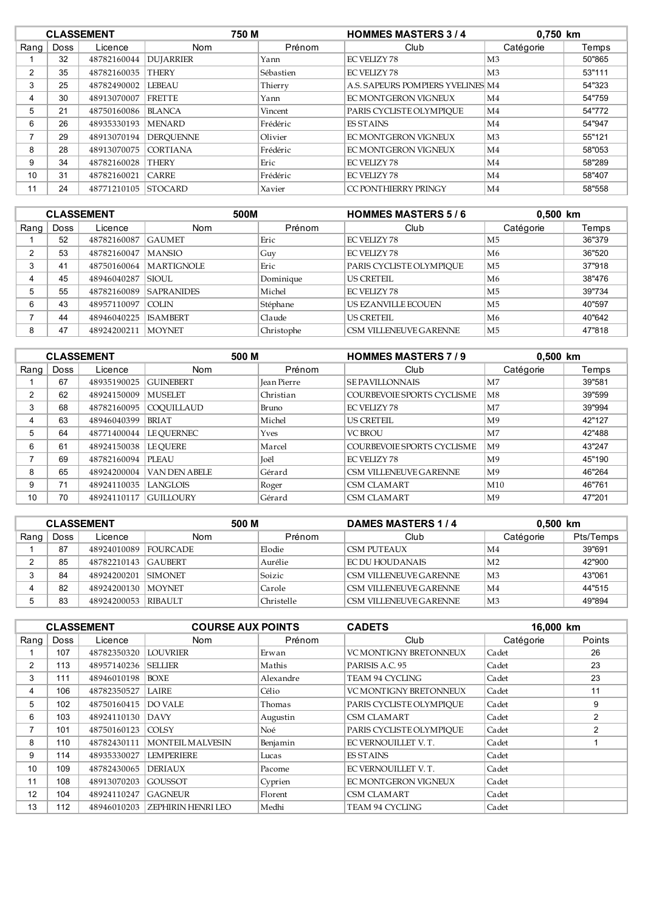| CLASSEMENT | | | 750 M | | HOMMES MASTERS 3 / 4 | 0,750 km | |
|---|---|---|---|---|---|---|---|
| Rang | Doss | Licence | Nom | Prénom | Club | Catégorie | Temps |
| 1 | 32 | 48782160044 | DUJARRIER | Yann | EC VELIZY 78 | M3 | 50"865 |
| 2 | 35 | 48782160035 | THERY | Sébastien | EC VELIZY 78 | M3 | 53"111 |
| 3 | 25 | 48782490002 | LEBEAU | Thierry | A.S. SAPEURS POMPIERS YVELINES | M4 | 54"323 |
| 4 | 30 | 48913070007 | FRETTE | Yann | EC MONTGERON VIGNEUX | M4 | 54"759 |
| 5 | 21 | 48750160086 | BLANCA | Vincent | PARIS CYCLISTE OLYMPIQUE | M4 | 54"772 |
| 6 | 26 | 48935330193 | MENARD | Frédéric | ES STAINS | M4 | 54"947 |
| 7 | 29 | 48913070194 | DERQUENNE | Olivier | EC MONTGERON VIGNEUX | M3 | 55"121 |
| 8 | 28 | 48913070075 | CORTIANA | Frédéric | EC MONTGERON VIGNEUX | M4 | 58"053 |
| 9 | 34 | 48782160028 | THERY | Eric | EC VELIZY 78 | M4 | 58"289 |
| 10 | 31 | 48782160021 | CARRE | Frédéric | EC VELIZY 78 | M4 | 58"407 |
| 11 | 24 | 48771210105 | STOCARD | Xavier | CC PONTHIERRY PRINGY | M4 | 58"558 |

| CLASSEMENT | | | 500M | | HOMMES MASTERS 5 / 6 | 0,500 km | |
|---|---|---|---|---|---|---|---|
| Rang | Doss | Licence | Nom | Prénom | Club | Catégorie | Temps |
| 1 | 52 | 48782160087 | GAUMET | Eric | EC VELIZY 78 | M5 | 36"379 |
| 2 | 53 | 48782160047 | MANSIO | Guy | EC VELIZY 78 | M6 | 36"520 |
| 3 | 41 | 48750160064 | MARTIGNOLE | Eric | PARIS CYCLISTE OLYMPIQUE | M5 | 37"918 |
| 4 | 45 | 48946040287 | SIOUL | Dominique | US CRETEIL | M6 | 38"476 |
| 5 | 55 | 48782160089 | SAPRANIDES | Michel | EC VELIZY 78 | M5 | 39"734 |
| 6 | 43 | 48957110097 | COLIN | Stéphane | US EZANVILLE ECOUEN | M5 | 40"597 |
| 7 | 44 | 48946040225 | ISAMBERT | Claude | US CRETEIL | M6 | 40"642 |
| 8 | 47 | 48924200211 | MOYNET | Christophe | CSM VILLENEUVE GARENNE | M5 | 47"818 |

| CLASSEMENT | | | 500 M | | HOMMES MASTERS 7 / 9 | 0,500 km | |
|---|---|---|---|---|---|---|---|
| Rang | Doss | Licence | Nom | Prénom | Club | Catégorie | Temps |
| 1 | 67 | 48935190025 | GUINEBERT | Jean Pierre | SE PAVILLONNAIS | M7 | 39"581 |
| 2 | 62 | 48924150009 | MUSELET | Christian | COURBEVOIE SPORTS CYCLISME | M8 | 39"599 |
| 3 | 68 | 48782160095 | COQUILLAUD | Bruno | EC VELIZY 78 | M7 | 39"994 |
| 4 | 63 | 48946040399 | BRIAT | Michel | US CRETEIL | M9 | 42"127 |
| 5 | 64 | 48771400044 | LE QUERNEC | Yves | VC BROU | M7 | 42"488 |
| 6 | 61 | 48924150038 | LE QUERE | Marcel | COURBEVOIE SPORTS CYCLISME | M9 | 43"247 |
| 7 | 69 | 48782160094 | PLEAU | Joël | EC VELIZY 78 | M9 | 45"190 |
| 8 | 65 | 48924200004 | VAN DEN ABELE | Gérard | CSM VILLENEUVE GARENNE | M9 | 46"264 |
| 9 | 71 | 48924110035 | LANGLOIS | Roger | CSM CLAMART | M10 | 46"761 |
| 10 | 70 | 48924110117 | GUILLOURY | Gérard | CSM CLAMART | M9 | 47"201 |

| CLASSEMENT | | | 500 M | | DAMES MASTERS 1 / 4 | 0,500 km | |
|---|---|---|---|---|---|---|---|
| Rang | Doss | Licence | Nom | Prénom | Club | Catégorie | Pts/Temps |
| 1 | 87 | 48924010089 | FOURCADE | Elodie | CSM PUTEAUX | M4 | 39"691 |
| 2 | 85 | 48782210143 | GAUBERT | Aurélie | EC DU HOUDANAIS | M2 | 42"900 |
| 3 | 84 | 48924200201 | SIMONET | Soizic | CSM VILLENEUVE GARENNE | M3 | 43"061 |
| 4 | 82 | 48924200130 | MOYNET | Carole | CSM VILLENEUVE GARENNE | M4 | 44"515 |
| 5 | 83 | 48924200053 | RIBAULT | Christelle | CSM VILLENEUVE GARENNE | M3 | 49"894 |

| CLASSEMENT | | | COURSE AUX POINTS | | CADETS | 16,000 km | |
|---|---|---|---|---|---|---|---|
| Rang | Doss | Licence | Nom | Prénom | Club | Catégorie | Points |
| 1 | 107 | 48782350320 | LOUVRIER | Erwan | VC MONTIGNY BRETONNEUX | Cadet | 26 |
| 2 | 113 | 48957140236 | SELLIER | Mathis | PARISIS A.C. 95 | Cadet | 23 |
| 3 | 111 | 48946010198 | BOXE | Alexandre | TEAM 94 CYCLING | Cadet | 23 |
| 4 | 106 | 48782350527 | LAIRE | Célio | VC MONTIGNY BRETONNEUX | Cadet | 11 |
| 5 | 102 | 48750160415 | DO VALE | Thomas | PARIS CYCLISTE OLYMPIQUE | Cadet | 9 |
| 6 | 103 | 48924110130 | DAVY | Augustin | CSM CLAMART | Cadet | 2 |
| 7 | 101 | 48750160123 | COLSY | Noé | PARIS CYCLISTE OLYMPIQUE | Cadet | 2 |
| 8 | 110 | 48782430111 | MONTEIL MALVESIN | Benjamin | EC VERNOUILLET V. T. | Cadet | 1 |
| 9 | 114 | 48935330027 | LEMPERIERE | Lucas | ES STAINS | Cadet | |
| 10 | 109 | 48782430065 | DERIAUX | Pacome | EC VERNOUILLET V. T. | Cadet | |
| 11 | 108 | 48913070203 | GOUSSOT | Cyprien | EC MONTGERON VIGNEUX | Cadet | |
| 12 | 104 | 48924110247 | GAGNEUR | Florent | CSM CLAMART | Cadet | |
| 13 | 112 | 48946010203 | ZEPHIRIN HENRI LEO | Medhi | TEAM 94 CYCLING | Cadet | |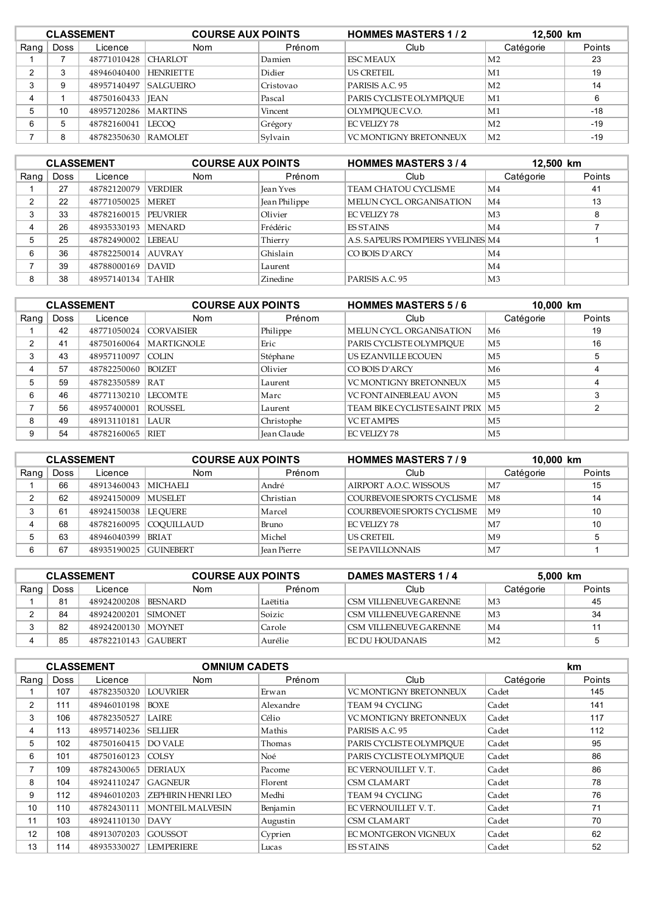| CLASSEMENT | | | COURSE AUX POINTS | | HOMMES MASTERS 1 / 2 | 12,500 km | |
|---|---|---|---|---|---|---|---|
| Rang | Doss | Licence | Nom | Prénom | Club | Catégorie | Points |
| 1 | 7 | 48771010428 | CHARLOT | Damien | ESC MEAUX | M2 | 23 |
| 2 | 3 | 48946040400 | HENRIETTE | Didier | US CRETEIL | M1 | 19 |
| 3 | 9 | 48957140497 | SALGUEIRO | Cristovao | PARISIS A.C. 95 | M2 | 14 |
| 4 | 1 | 48750160433 | JEAN | Pascal | PARIS CYCLISTE OLYMPIQUE | M1 | 6 |
| 5 | 10 | 48957120286 | MARTINS | Vincent | OLYMPIQUE C.V.O. | M1 | -18 |
| 6 | 5 | 48782160041 | LECOQ | Grégory | EC VELIZY 78 | M2 | -19 |
| 7 | 8 | 48782350630 | RAMOLET | Sylvain | VC MONTIGNY BRETONNEUX | M2 | -19 |

| CLASSEMENT | | | COURSE AUX POINTS | | HOMMES MASTERS 3 / 4 | 12,500 km | |
|---|---|---|---|---|---|---|---|
| Rang | Doss | Licence | Nom | Prénom | Club | Catégorie | Points |
| 1 | 27 | 48782120079 | VERDIER | Jean Yves | TEAM CHATOU CYCLISME | M4 | 41 |
| 2 | 22 | 48771050025 | MERET | Jean Philippe | MELUN CYCL. ORGANISATION | M4 | 13 |
| 3 | 33 | 48782160015 | PEUVRIER | Olivier | EC VELIZY 78 | M3 | 8 |
| 4 | 26 | 48935330193 | MENARD | Frédéric | ES STAINS | M4 | 7 |
| 5 | 25 | 48782490002 | LEBEAU | Thierry | A.S. SAPEURS POMPIERS YVELINES | M4 | 1 |
| 6 | 36 | 48782250014 | AUVRAY | Ghislain | CO BOIS D'ARCY | M4 | |
| 7 | 39 | 48788000169 | DAVID | Laurent | | M4 | |
| 8 | 38 | 48957140134 | TAHIR | Zinedine | PARISIS A.C. 95 | M3 | |

| CLASSEMENT | | | COURSE AUX POINTS | | HOMMES MASTERS 5 / 6 | 10,000 km | |
|---|---|---|---|---|---|---|---|
| Rang | Doss | Licence | Nom | Prénom | Club | Catégorie | Points |
| 1 | 42 | 48771050024 | CORVAISIER | Philippe | MELUN CYCL. ORGANISATION | M6 | 19 |
| 2 | 41 | 48750160064 | MARTIGNOLE | Eric | PARIS CYCLISTE OLYMPIQUE | M5 | 16 |
| 3 | 43 | 48957110097 | COLIN | Stéphane | US EZANVILLE ECOUEN | M5 | 5 |
| 4 | 57 | 48782250060 | BOIZET | Olivier | CO BOIS D'ARCY | M6 | 4 |
| 5 | 59 | 48782350589 | RAT | Laurent | VC MONTIGNY BRETONNEUX | M5 | 4 |
| 6 | 46 | 48771130210 | LECOMTE | Marc | VC FONTAINEBLEAU AVON | M5 | 3 |
| 7 | 56 | 48957400001 | ROUSSEL | Laurent | TEAM BIKE CYCLISTE SAINT PRIX | M5 | 2 |
| 8 | 49 | 48913110181 | LAUR | Christophe | VC ETAMPES | M5 | |
| 9 | 54 | 48782160065 | RIET | Jean Claude | EC VELIZY 78 | M5 | |

| CLASSEMENT | | | COURSE AUX POINTS | | HOMMES MASTERS 7 / 9 | 10,000 km | |
|---|---|---|---|---|---|---|---|
| Rang | Doss | Licence | Nom | Prénom | Club | Catégorie | Points |
| 1 | 66 | 48913460043 | MICHAELI | André | AIRPORT A.O.C. WISSOUS | M7 | 15 |
| 2 | 62 | 48924150009 | MUSELET | Christian | COURBEVOIE SPORTS CYCLISME | M8 | 14 |
| 3 | 61 | 48924150038 | LE QUERE | Marcel | COURBEVOIE SPORTS CYCLISME | M9 | 10 |
| 4 | 68 | 48782160095 | COQUILLAUD | Bruno | EC VELIZY 78 | M7 | 10 |
| 5 | 63 | 48946040399 | BRIAT | Michel | US CRETEIL | M9 | 5 |
| 6 | 67 | 48935190025 | GUINEBERT | Jean Pierre | SE PAVILLONNAIS | M7 | 1 |

| CLASSEMENT | | | COURSE AUX POINTS | | DAMES MASTERS 1 / 4 | 5,000 km | |
|---|---|---|---|---|---|---|---|
| Rang | Doss | Licence | Nom | Prénom | Club | Catégorie | Points |
| 1 | 81 | 48924200208 | BESNARD | Laëtitia | CSM VILLENEUVE GARENNE | M3 | 45 |
| 2 | 84 | 48924200201 | SIMONET | Soizic | CSM VILLENEUVE GARENNE | M3 | 34 |
| 3 | 82 | 48924200130 | MOYNET | Carole | CSM VILLENEUVE GARENNE | M4 | 11 |
| 4 | 85 | 48782210143 | GAUBERT | Aurélie | EC DU HOUDANAIS | M2 | 5 |

| CLASSEMENT | | | OMNIUM CADETS | | | | km |
|---|---|---|---|---|---|---|---|
| Rang | Doss | Licence | Nom | Prénom | Club | Catégorie | Points |
| 1 | 107 | 48782350320 | LOUVRIER | Erwan | VC MONTIGNY BRETONNEUX | Cadet | 145 |
| 2 | 111 | 48946010198 | BOXE | Alexandre | TEAM 94 CYCLING | Cadet | 141 |
| 3 | 106 | 48782350527 | LAIRE | Célio | VC MONTIGNY BRETONNEUX | Cadet | 117 |
| 4 | 113 | 48957140236 | SELLIER | Mathis | PARISIS A.C. 95 | Cadet | 112 |
| 5 | 102 | 48750160415 | DO VALE | Thomas | PARIS CYCLISTE OLYMPIQUE | Cadet | 95 |
| 6 | 101 | 48750160123 | COLSY | Noé | PARIS CYCLISTE OLYMPIQUE | Cadet | 86 |
| 7 | 109 | 48782430065 | DERIAUX | Pacome | EC VERNOUILLET V. T. | Cadet | 86 |
| 8 | 104 | 48924110247 | GAGNEUR | Florent | CSM CLAMART | Cadet | 78 |
| 9 | 112 | 48946010203 | ZEPHIRIN HENRI LEO | Medhi | TEAM 94 CYCLING | Cadet | 76 |
| 10 | 110 | 48782430111 | MONTEIL MALVESIN | Benjamin | EC VERNOUILLET V. T. | Cadet | 71 |
| 11 | 103 | 48924110130 | DAVY | Augustin | CSM CLAMART | Cadet | 70 |
| 12 | 108 | 48913070203 | GOUSSOT | Cyprien | EC MONTGERON VIGNEUX | Cadet | 62 |
| 13 | 114 | 48935330027 | LEMPERIERE | Lucas | ES STAINS | Cadet | 52 |